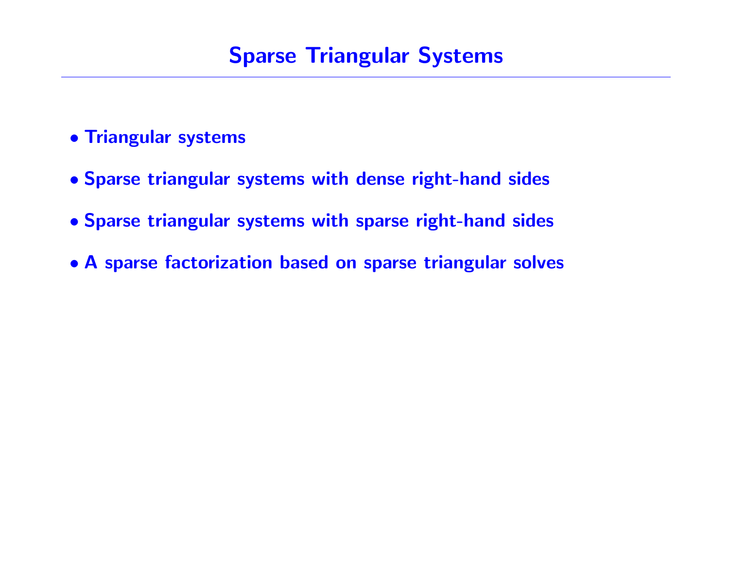# Sparse Triangular Systems

- **Triangular systems**
- **Sparse triangular systems with dense right-hand sides**
- **Sparse triangular systems with sparse right-hand sides**
- **A sparse factorization based on sparse triangular solves**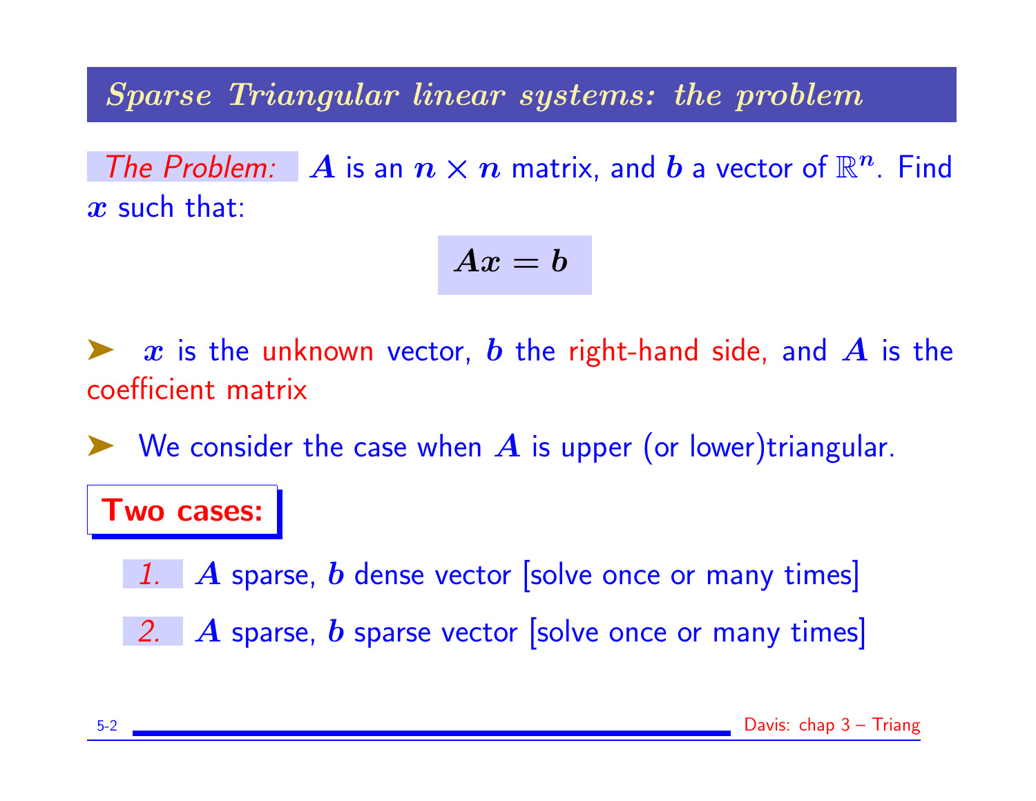## Sparse Triangular linear systems: the problem

*The Problem:* $A$ is an $n \times n$ matrix, and $b$ a vector of $\mathbb{R}^n$. Find $x$ such that:

$$Ax = b$$

- $x$ is the unknown vector, $b$ the right-hand side, and $A$ is the coefficient matrix
- We consider the case when $A$ is upper (or lower)triangular.

**Two cases:**

1. $A$ sparse, $b$ dense vector [solve once or many times]
2. $A$ sparse, $b$ sparse vector [solve once or many times]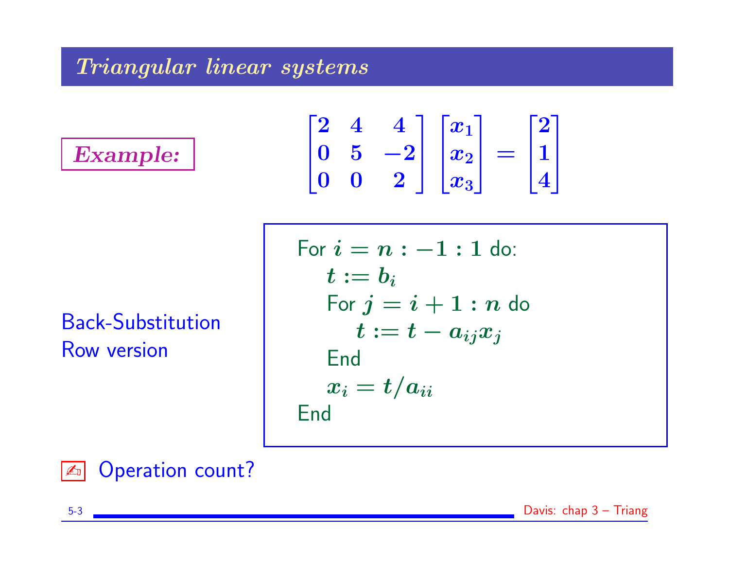## Triangular linear systems

**Example:**

$$\begin{bmatrix} 2 & 4 & 4 \\ 0 & 5 & -2 \\ 0 & 0 & 2 \end{bmatrix} \begin{bmatrix} x_1 \\ x_2 \\ x_3 \end{bmatrix} = \begin{bmatrix} 2 \\ 1 \\ 4 \end{bmatrix}$$

Back-Substitution
Row version

```
For i = n : -1 : 1 do:
    t := b_i
    For j = i + 1 : n do
        t := t - a_ij x_j
    End
    x_i = t / a_ii
End
```

✍ Operation count?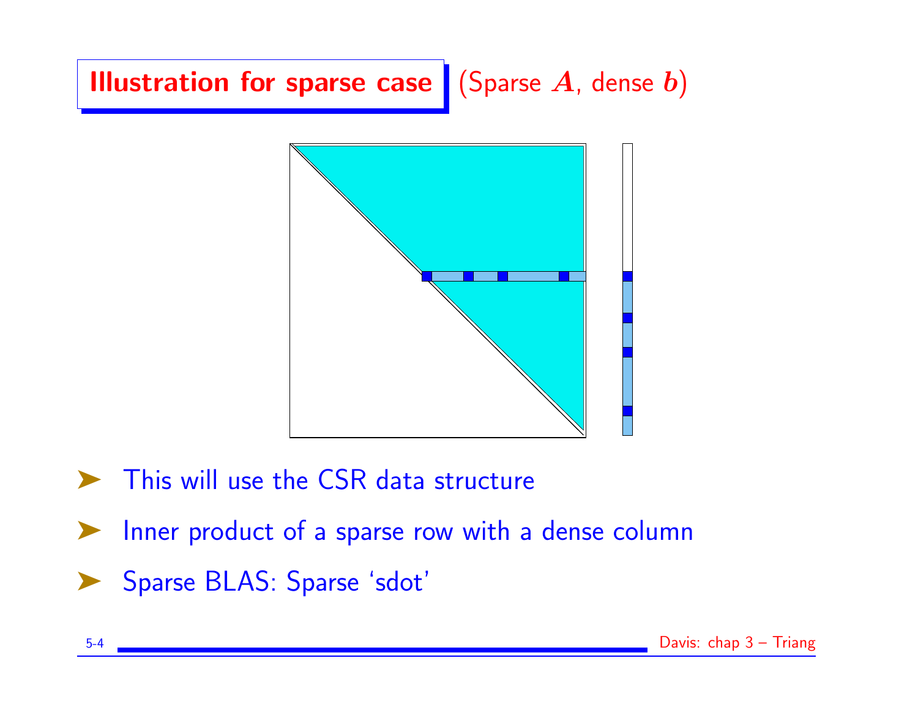## Illustration for sparse case (Sparse $A$, dense $b$)

- This will use the CSR data structure
- Inner product of a sparse row with a dense column
- Sparse BLAS: Sparse 'sdot'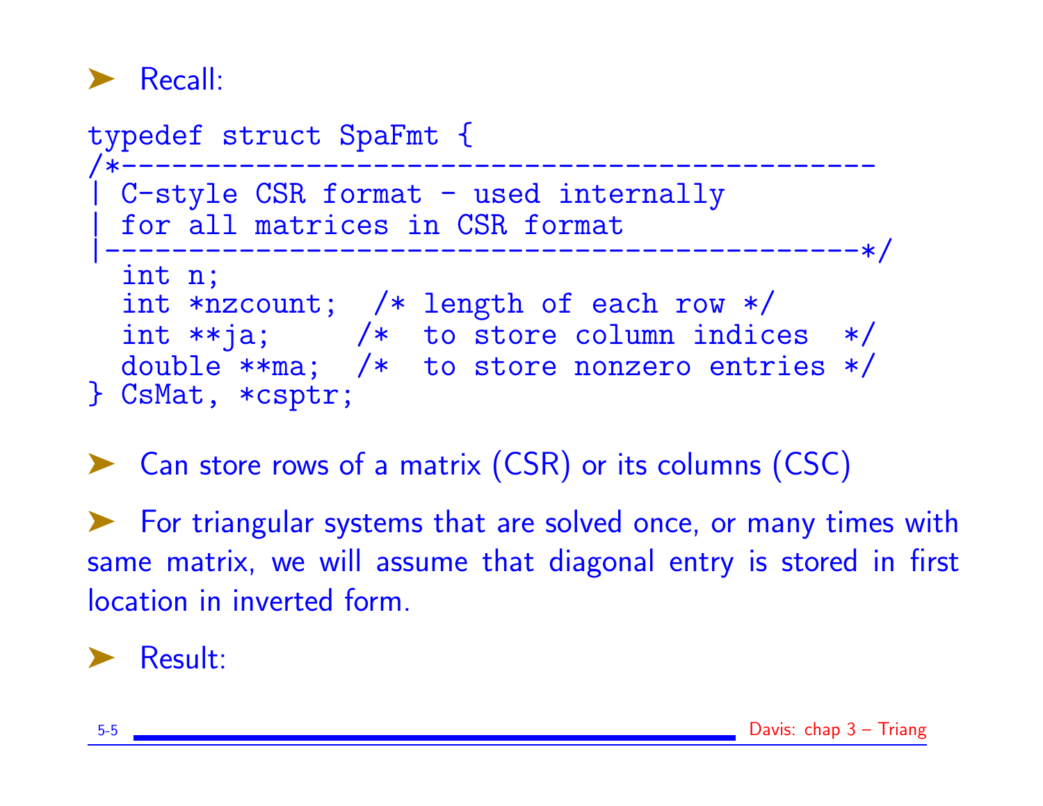- Recall:

```
typedef struct SpaFmt {
/*---------------------------------------------
| C-style CSR format - used internally
| for all matrices in CSR format
|---------------------------------------------*/
  int n;
  int *nzcount;  /* length of each row */
  int **ja;     /*  to store column indices  */
  double **ma;  /*  to store nonzero entries */
} CsMat, *csptr;
```

- Can store rows of a matrix (CSR) or its columns (CSC)

- For triangular systems that are solved once, or many times with same matrix, we will assume that diagonal entry is stored in first location in inverted form.

- Result: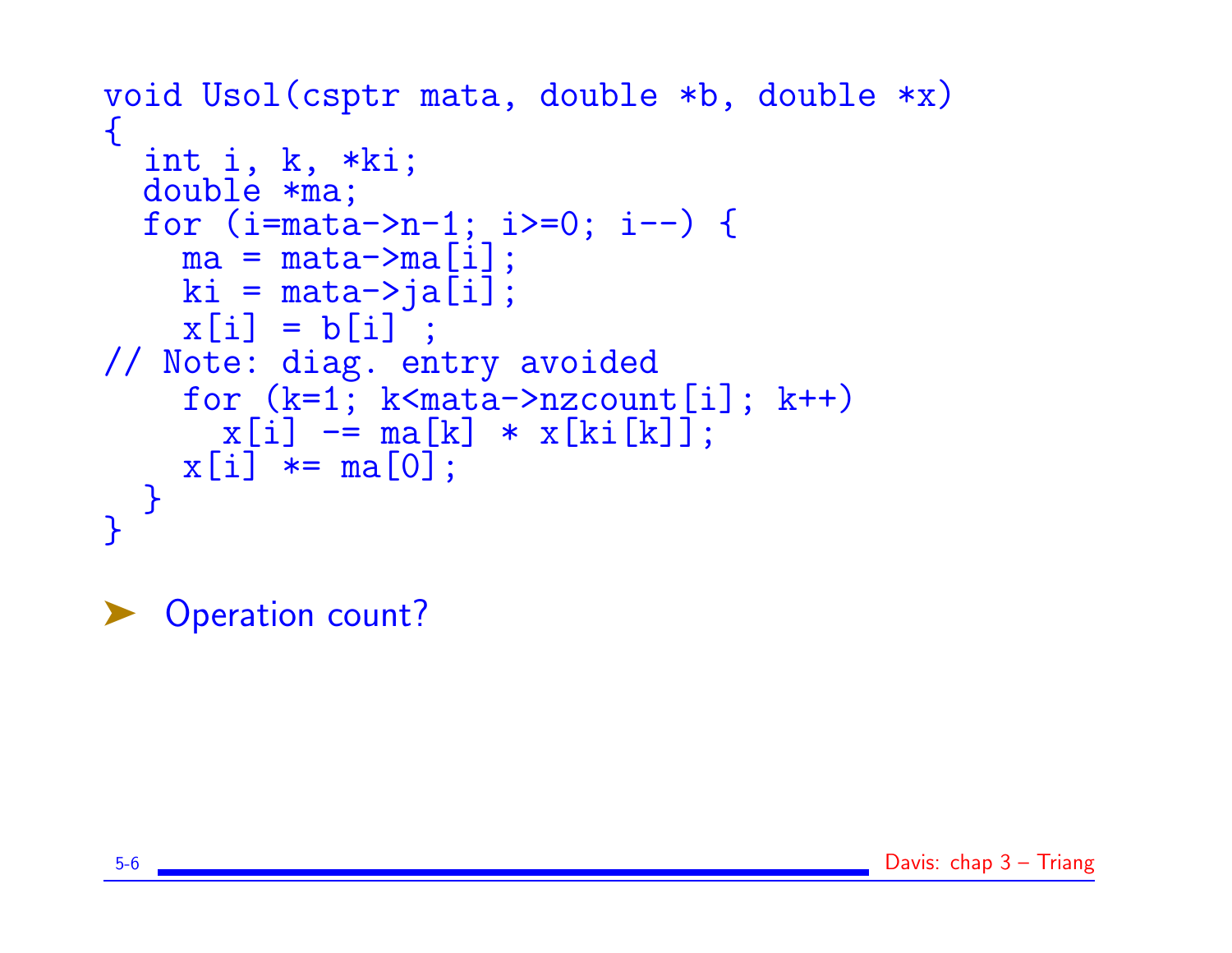```c
void Usol(csptr mata, double *b, double *x)
{
  int i, k, *ki;
  double *ma;
  for (i=mata->n-1; i>=0; i--) {
    ma = mata->ma[i];
    ki = mata->ja[i];
    x[i] = b[i] ;
// Note: diag. entry avoided
    for (k=1; k<mata->nzcount[i]; k++)
      x[i] -= ma[k] * x[ki[k]];
    x[i] *= ma[0];
  }
}
```

- Operation count?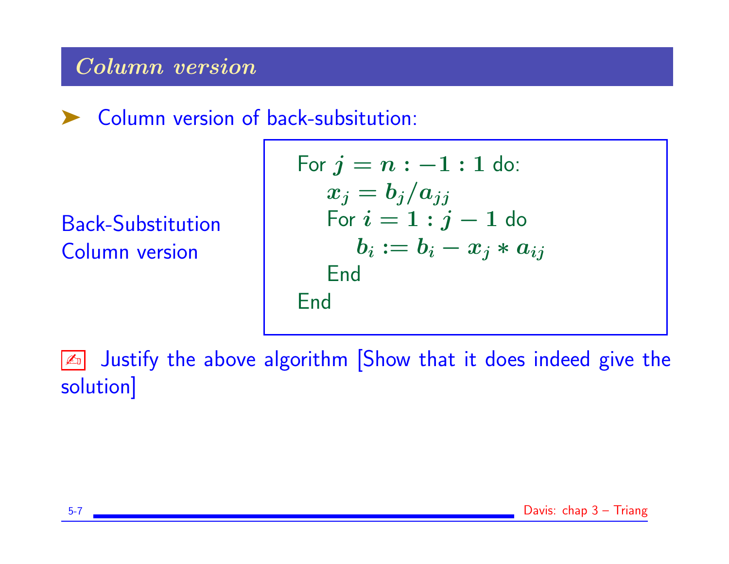## *Column version*

➤ Column version of back-subsitution:

Back-Substitution
Column version

```
For j = n : -1 : 1 do:
    x_j = b_j / a_jj
    For i = 1 : j - 1 do
        b_i := b_i - x_j * a_ij
    End
End
```

✍ Justify the above algorithm [Show that it does indeed give the solution]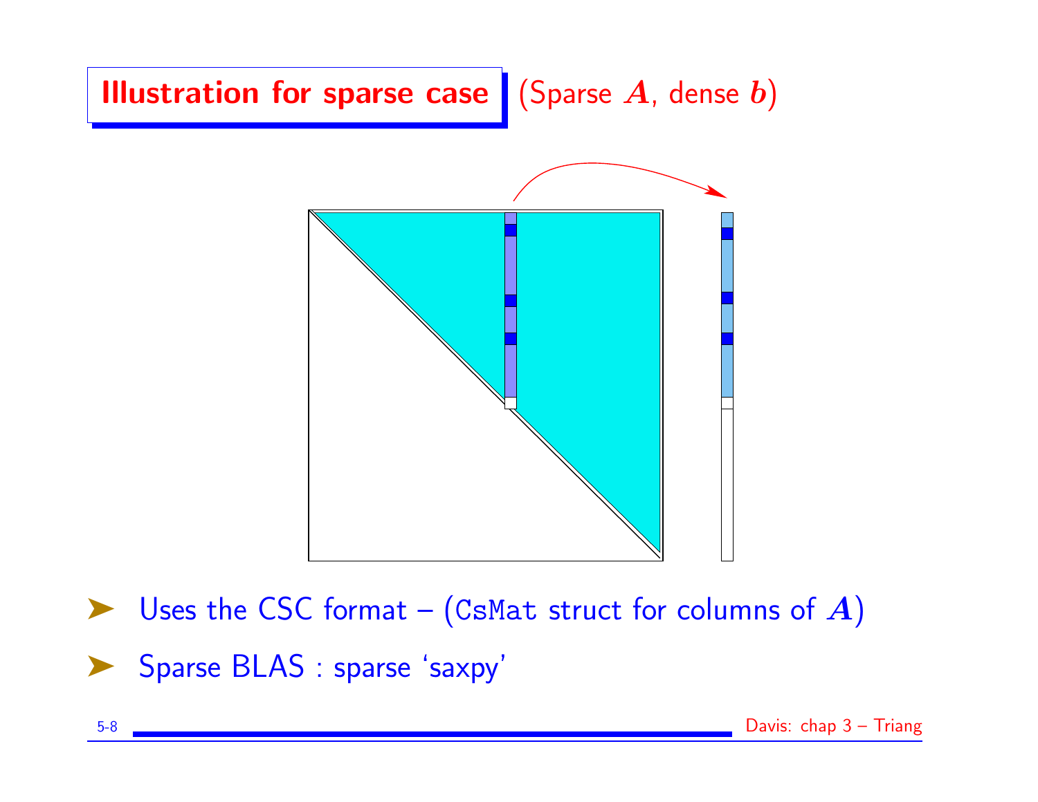# Illustration for sparse case (Sparse $A$, dense $b$)

- Uses the CSC format – (`CsMat` struct for columns of $A$)
- Sparse BLAS : sparse 'saxpy'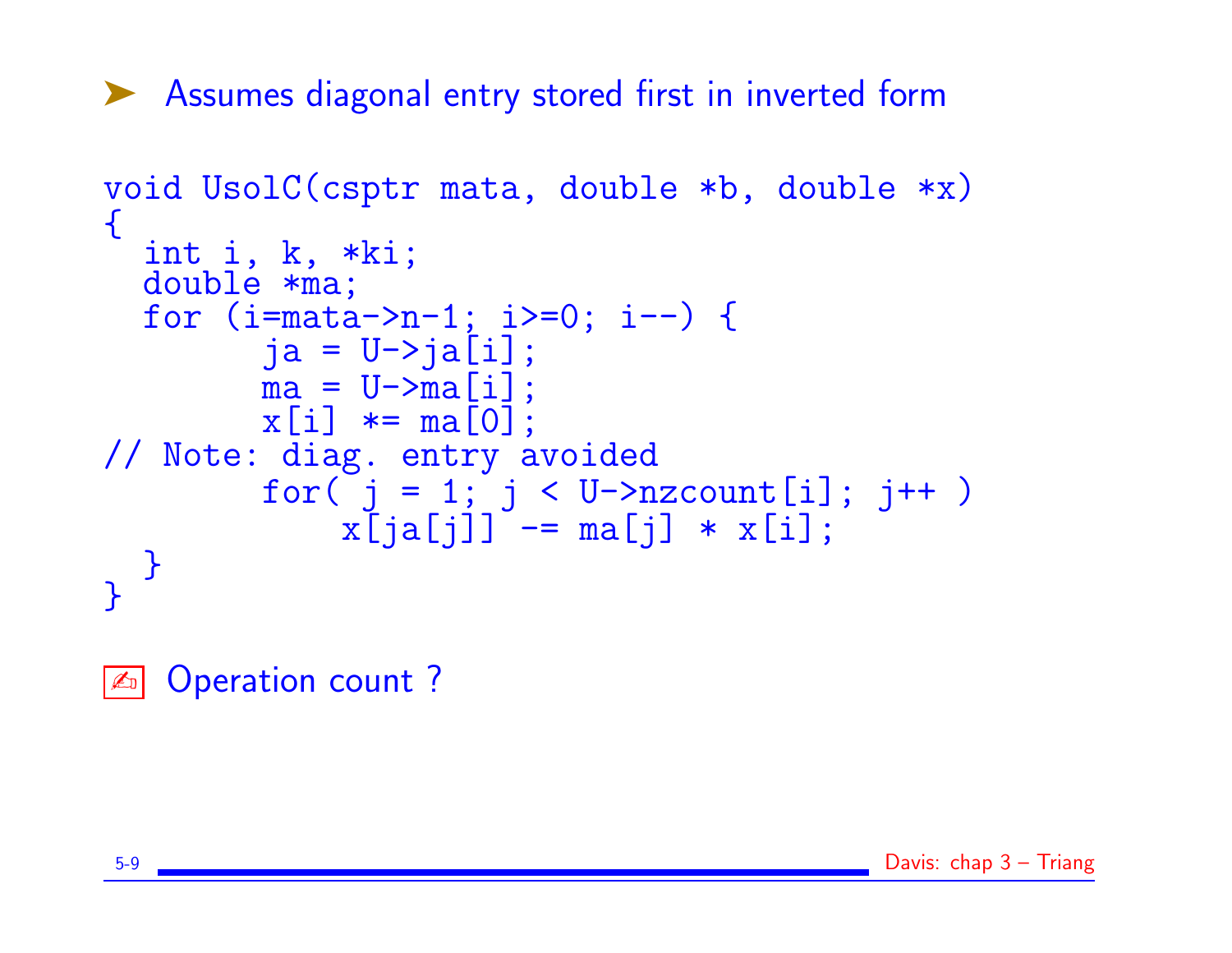- Assumes diagonal entry stored first in inverted form

```
void UsolC(csptr mata, double *b, double *x)
{
  int i, k, *ki;
  double *ma;
  for (i=mata->n-1; i>=0; i--) {
        ja = U->ja[i];
        ma = U->ma[i];
        x[i] *= ma[0];
// Note: diag. entry avoided
        for( j = 1; j < U->nzcount[i]; j++ )
            x[ja[j]] -= ma[j] * x[i];
  }
}
```

✍ Operation count ?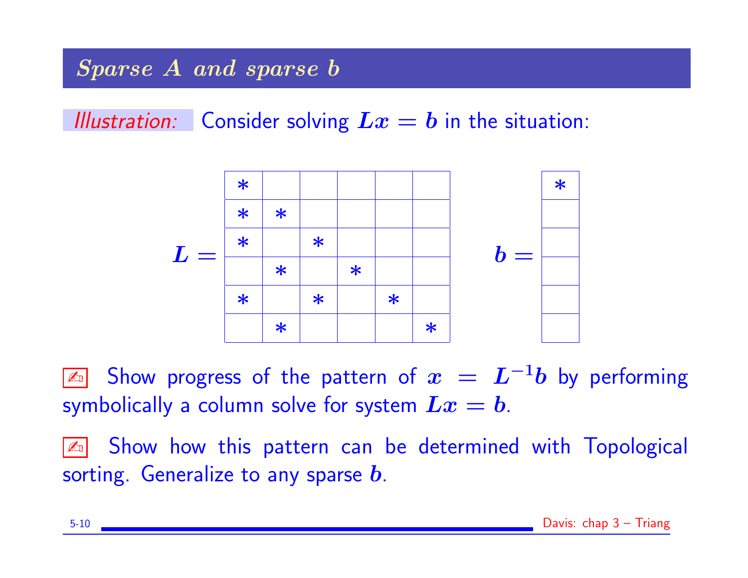## *Sparse A and sparse b*

*Illustration:* Consider solving $Lx = b$ in the situation:

$L =$

| | | | | | |
|---|---|---|---|---|---|
| * | | | | | |
| * | * | | | | |
| * | | * | | | |
| | * | | * | | |
| * | | * | | * | |
| | * | | | | * |

$b =$

| |
|---|
| * |
| |
| |
| |
| |
| |

✍ Show progress of the pattern of $x = L^{-1}b$ by performing symbolically a column solve for system $Lx = b$.

✍ Show how this pattern can be determined with Topological sorting. Generalize to any sparse $b$.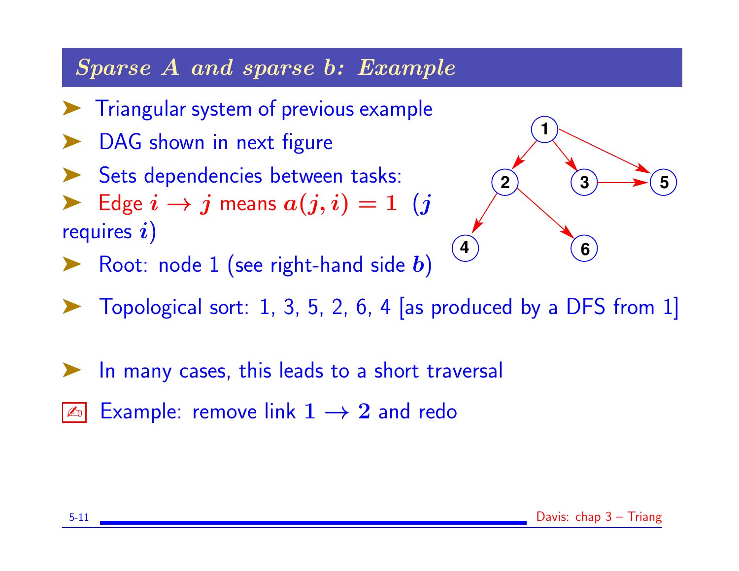## Sparse A and sparse b: Example

- Triangular system of previous example
- DAG shown in next figure
- Sets dependencies between tasks:
- Edge $i \rightarrow j$ means $a(j, i) = 1$ ($j$ requires $i$)
- Root: node 1 (see right-hand side $b$)
- Topological sort: 1, 3, 5, 2, 6, 4 [as produced by a DFS from 1]
- In many cases, this leads to a short traversal

✍ Example: remove link $1 \rightarrow 2$ and redo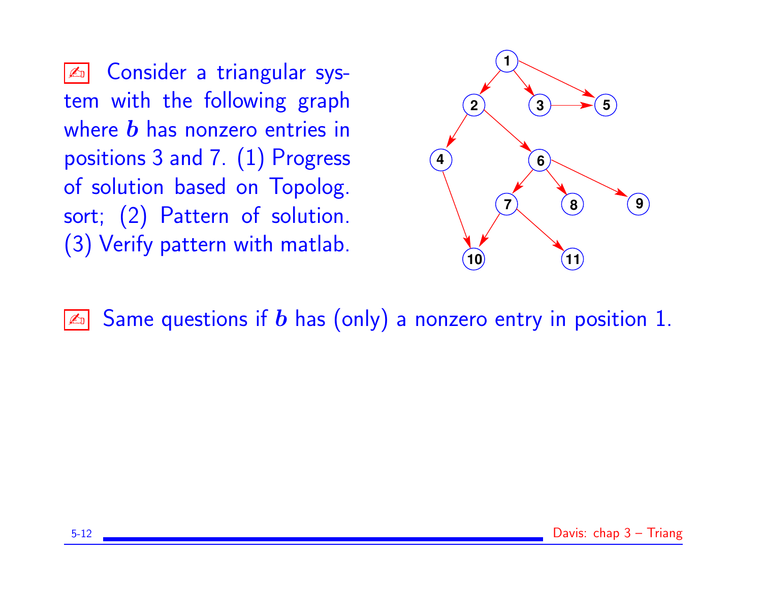✍ Consider a triangular system with the following graph where $b$ has nonzero entries in positions 3 and 7. (1) Progress of solution based on Topolog. sort; (2) Pattern of solution. (3) Verify pattern with matlab.

✍ Same questions if $b$ has (only) a nonzero entry in position 1.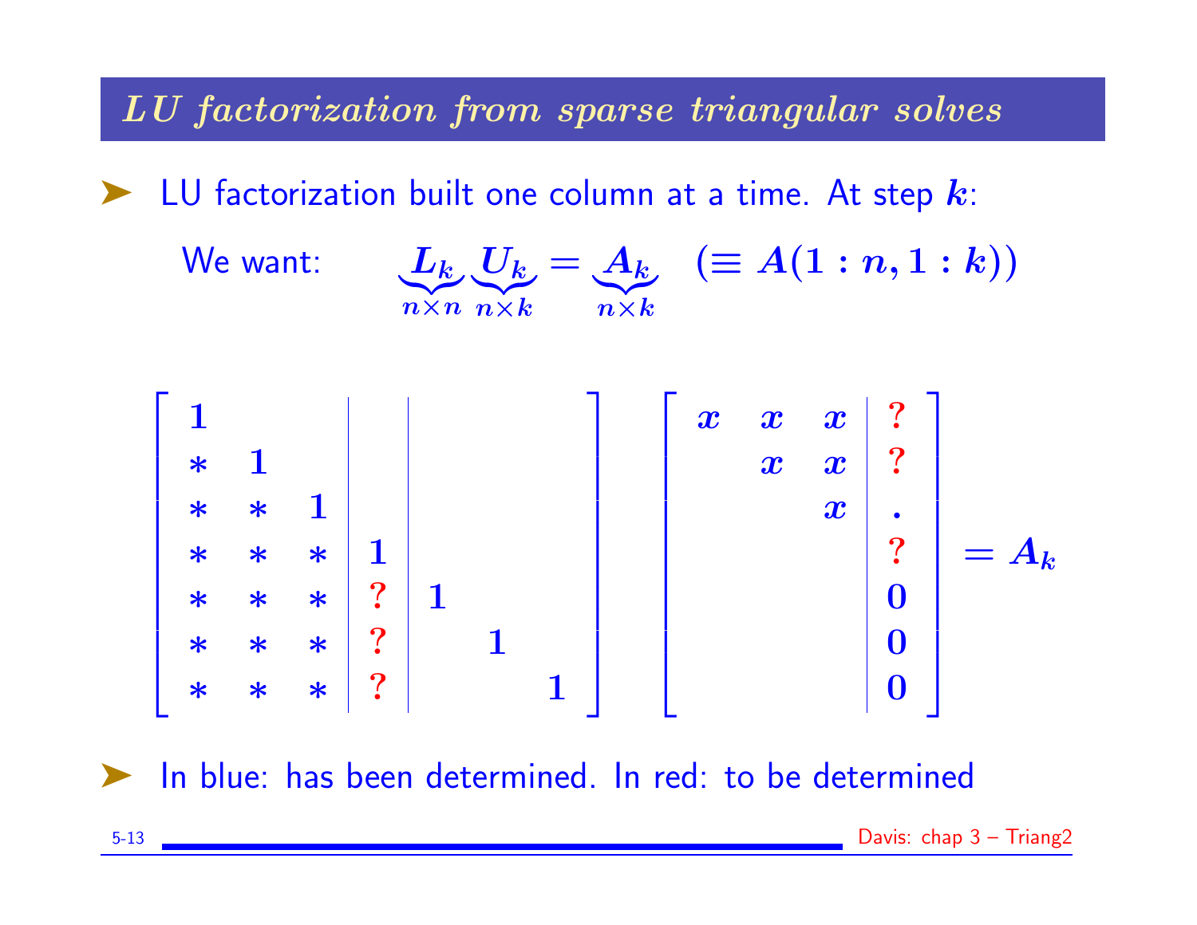## LU factorization from sparse triangular solves

- LU factorization built one column at a time. At step $k$:

  We want: $\underbrace{L_k}_{n\times n}\underbrace{U_k}_{n\times k} = \underbrace{A_k}_{n\times k} \quad (\equiv A(1:n, 1:k))$

$$
\left[\begin{array}{ccc|c|ccc}
1 & & & & & & \\
* & 1 & & & & & \\
* & * & 1 & & & & \\
* & * & * & 1 & & & \\
* & * & * & ? & 1 & & \\
* & * & * & ? & & 1 & \\
* & * & * & ? & & & 1
\end{array}\right]
\left[\begin{array}{ccc|c}
x & x & x & ? \\
 & x & x & ? \\
 & & x & . \\
 & & & ? \\
 & & & 0 \\
 & & & 0 \\
 & & & 0
\end{array}\right] = A_k
$$

- In blue: has been determined. In red: to be determined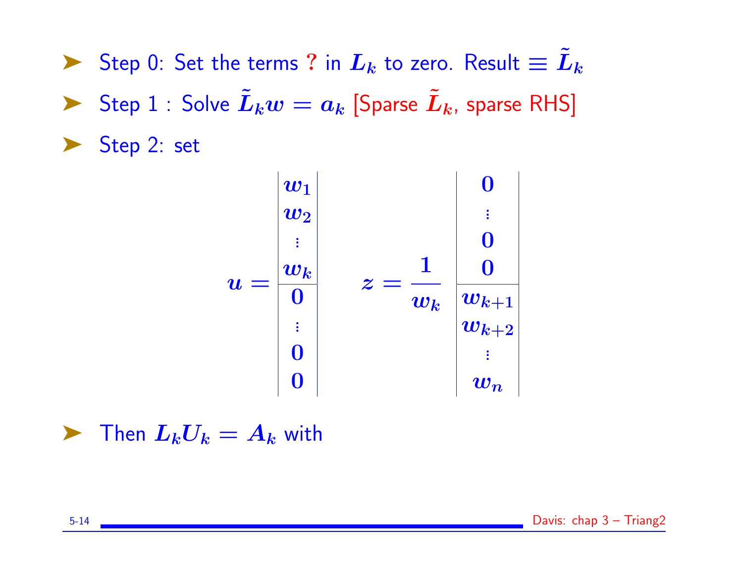- Step 0: Set the terms **?** in $L_k$ to zero. Result $\equiv \tilde{L}_k$
- Step 1 : Solve $\tilde{L}_k w = a_k$ [Sparse $\tilde{L}_k$, sparse RHS]
- Step 2: set

$$
u = \left|\begin{array}{c} w_1 \\ w_2 \\ \vdots \\ w_k \\ \hline 0 \\ \vdots \\ 0 \\ 0 \end{array}\right| \qquad z = \frac{1}{w_k} \left|\begin{array}{c} 0 \\ \vdots \\ 0 \\ 0 \\ \hline w_{k+1} \\ w_{k+2} \\ \vdots \\ w_n \end{array}\right|
$$

- Then $L_k U_k = A_k$ with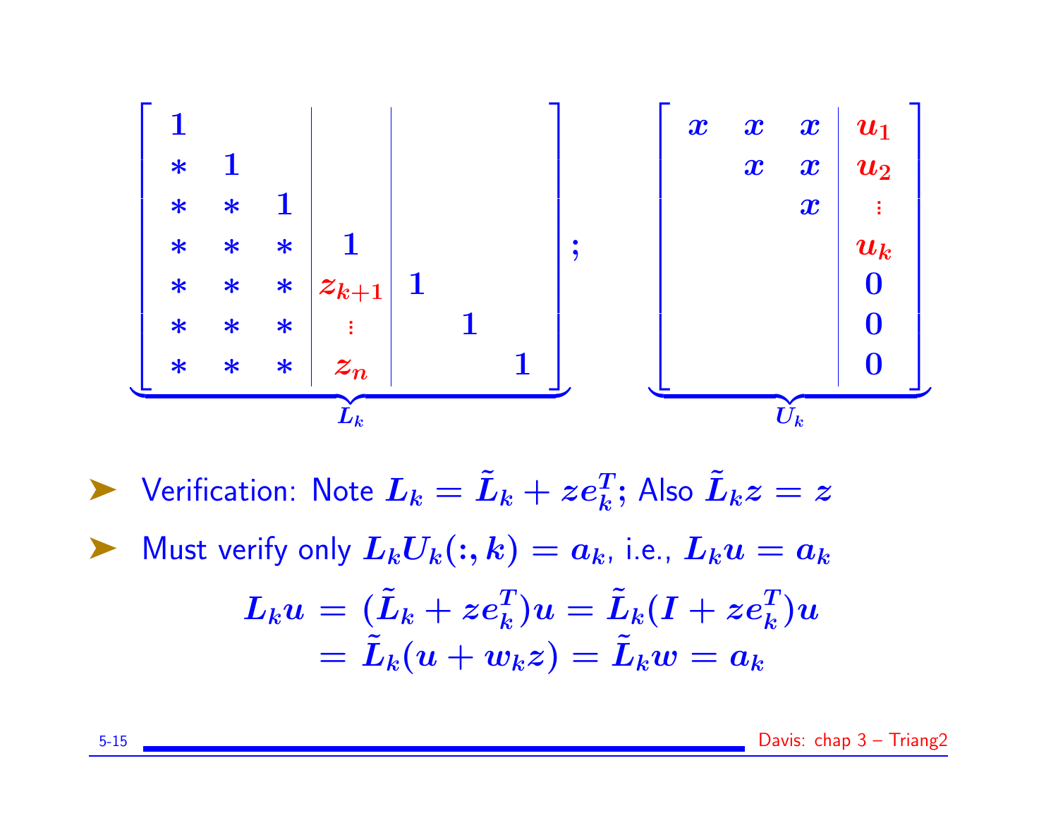$$
\underbrace{\left[\begin{array}{ccc|c|ccc}
1 & & & & & & \\
* & 1 & & & & & \\
* & * & 1 & & & & \\
* & * & * & 1 & & & \\
* & * & * & z_{k+1} & 1 & & \\
* & * & * & \vdots & & 1 & \\
* & * & * & z_n & & & 1
\end{array}\right]}_{L_k} ; \quad
\underbrace{\left[\begin{array}{ccc|c}
x & x & x & u_1 \\
 & x & x & u_2 \\
 & & x & \vdots \\
 & & & u_k \\
 & & & 0 \\
 & & & 0 \\
 & & & 0
\end{array}\right]}_{U_k}
$$

- Verification: Note $L_k = \tilde{L}_k + z e_k^T$; Also $\tilde{L}_k z = z$
- Must verify only $L_k U_k(:, k) = a_k$, i.e., $L_k u = a_k$

$$
\begin{aligned}
L_k u &= (\tilde{L}_k + z e_k^T) u = \tilde{L}_k (I + z e_k^T) u \\
&= \tilde{L}_k (u + w_k z) = \tilde{L}_k w = a_k
\end{aligned}
$$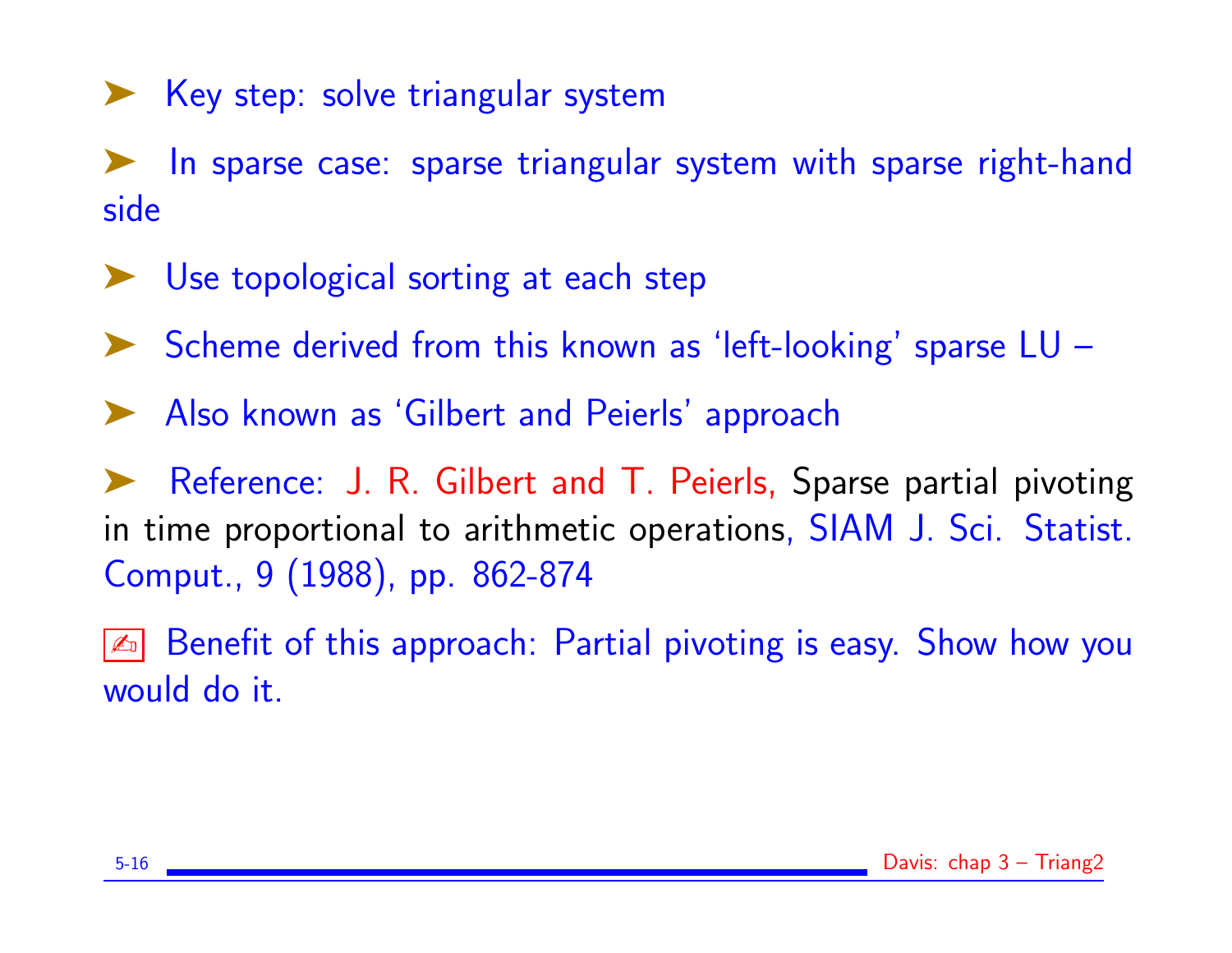- Key step: solve triangular system

- In sparse case: sparse triangular system with sparse right-hand side

- Use topological sorting at each step

- Scheme derived from this known as 'left-looking' sparse LU –

- Also known as 'Gilbert and Peierls' approach

- Reference: J. R. Gilbert and T. Peierls, Sparse partial pivoting in time proportional to arithmetic operations, SIAM J. Sci. Statist. Comput., 9 (1988), pp. 862-874

✍ Benefit of this approach: Partial pivoting is easy. Show how you would do it.